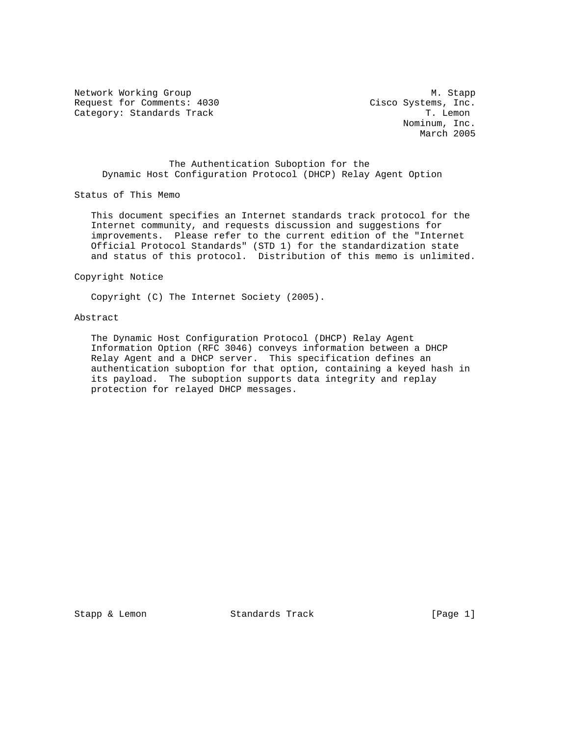Network Working Group M. Stapp
Request for Comments: 4030 Cisco Systems, Inc.
Category: Standards Track T. Lemon
Nominum, Inc.
March 2005

# The Authentication Suboption for the Dynamic Host Configuration Protocol (DHCP) Relay Agent Option

## Status of This Memo

This document specifies an Internet standards track protocol for the Internet community, and requests discussion and suggestions for improvements. Please refer to the current edition of the "Internet Official Protocol Standards" (STD 1) for the standardization state and status of this protocol. Distribution of this memo is unlimited.

## Copyright Notice

Copyright (C) The Internet Society (2005).

## Abstract

The Dynamic Host Configuration Protocol (DHCP) Relay Agent Information Option (RFC 3046) conveys information between a DHCP Relay Agent and a DHCP server. This specification defines an authentication suboption for that option, containing a keyed hash in its payload. The suboption supports data integrity and replay protection for relayed DHCP messages.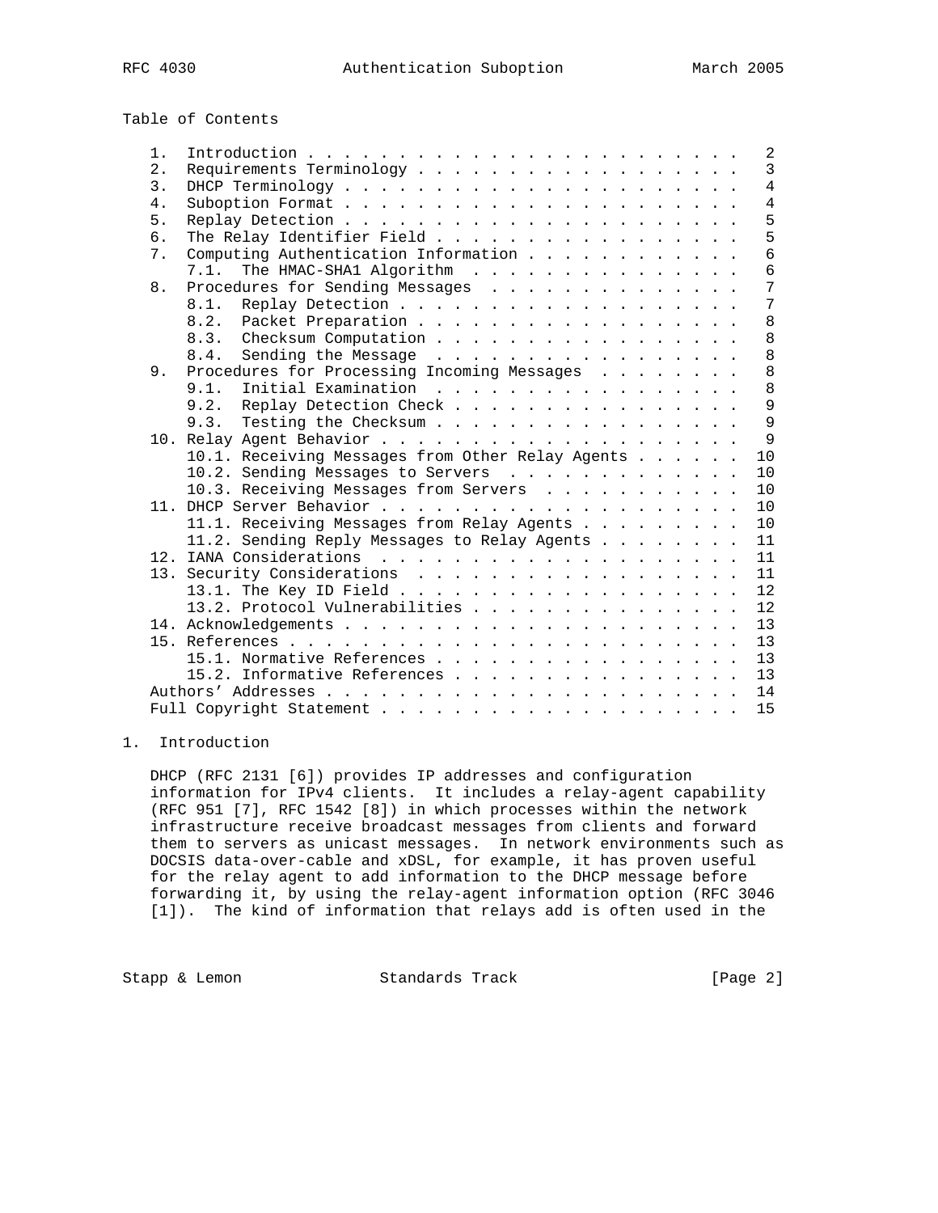Table of Contents

```
   1.  Introduction . . . . . . . . . . . . . . . . . . . . . . . .   2
   2.  Requirements Terminology . . . . . . . . . . . . . . . . . .   3
   3.  DHCP Terminology . . . . . . . . . . . . . . . . . . . . . .   4
   4.  Suboption Format . . . . . . . . . . . . . . . . . . . . . .   4
   5.  Replay Detection . . . . . . . . . . . . . . . . . . . . . .   5
   6.  The Relay Identifier Field . . . . . . . . . . . . . . . . .   5
   7.  Computing Authentication Information . . . . . . . . . . . .   6
       7.1.  The HMAC-SHA1 Algorithm  . . . . . . . . . . . . . . .   6
   8.  Procedures for Sending Messages  . . . . . . . . . . . . . .   7
       8.1.  Replay Detection . . . . . . . . . . . . . . . . . . .   7
       8.2.  Packet Preparation . . . . . . . . . . . . . . . . . .   8
       8.3.  Checksum Computation . . . . . . . . . . . . . . . . .   8
       8.4.  Sending the Message  . . . . . . . . . . . . . . . . .   8
   9.  Procedures for Processing Incoming Messages  . . . . . . . .   8
       9.1.  Initial Examination  . . . . . . . . . . . . . . . . .   8
       9.2.  Replay Detection Check . . . . . . . . . . . . . . . .   9
       9.3.  Testing the Checksum . . . . . . . . . . . . . . . . .   9
   10. Relay Agent Behavior . . . . . . . . . . . . . . . . . . . .   9
       10.1. Receiving Messages from Other Relay Agents . . . . . .  10
       10.2. Sending Messages to Servers  . . . . . . . . . . . . .  10
       10.3. Receiving Messages from Servers  . . . . . . . . . . .  10
   11. DHCP Server Behavior . . . . . . . . . . . . . . . . . . . .  10
       11.1. Receiving Messages from Relay Agents . . . . . . . . .  10
       11.2. Sending Reply Messages to Relay Agents . . . . . . . .  11
   12. IANA Considerations  . . . . . . . . . . . . . . . . . . . .  11
   13. Security Considerations  . . . . . . . . . . . . . . . . . .  11
       13.1. The Key ID Field . . . . . . . . . . . . . . . . . . .  12
       13.2. Protocol Vulnerabilities . . . . . . . . . . . . . . .  12
   14. Acknowledgements . . . . . . . . . . . . . . . . . . . . . .  13
   15. References . . . . . . . . . . . . . . . . . . . . . . . . .  13
       15.1. Normative References . . . . . . . . . . . . . . . . .  13
       15.2. Informative References . . . . . . . . . . . . . . . .  13
   Authors' Addresses . . . . . . . . . . . . . . . . . . . . . . .  14
   Full Copyright Statement . . . . . . . . . . . . . . . . . . . .  15
```

## 1. Introduction

DHCP (RFC 2131 [6]) provides IP addresses and configuration information for IPv4 clients. It includes a relay-agent capability (RFC 951 [7], RFC 1542 [8]) in which processes within the network infrastructure receive broadcast messages from clients and forward them to servers as unicast messages. In network environments such as DOCSIS data-over-cable and xDSL, for example, it has proven useful for the relay agent to add information to the DHCP message before forwarding it, by using the relay-agent information option (RFC 3046 [1]). The kind of information that relays add is often used in the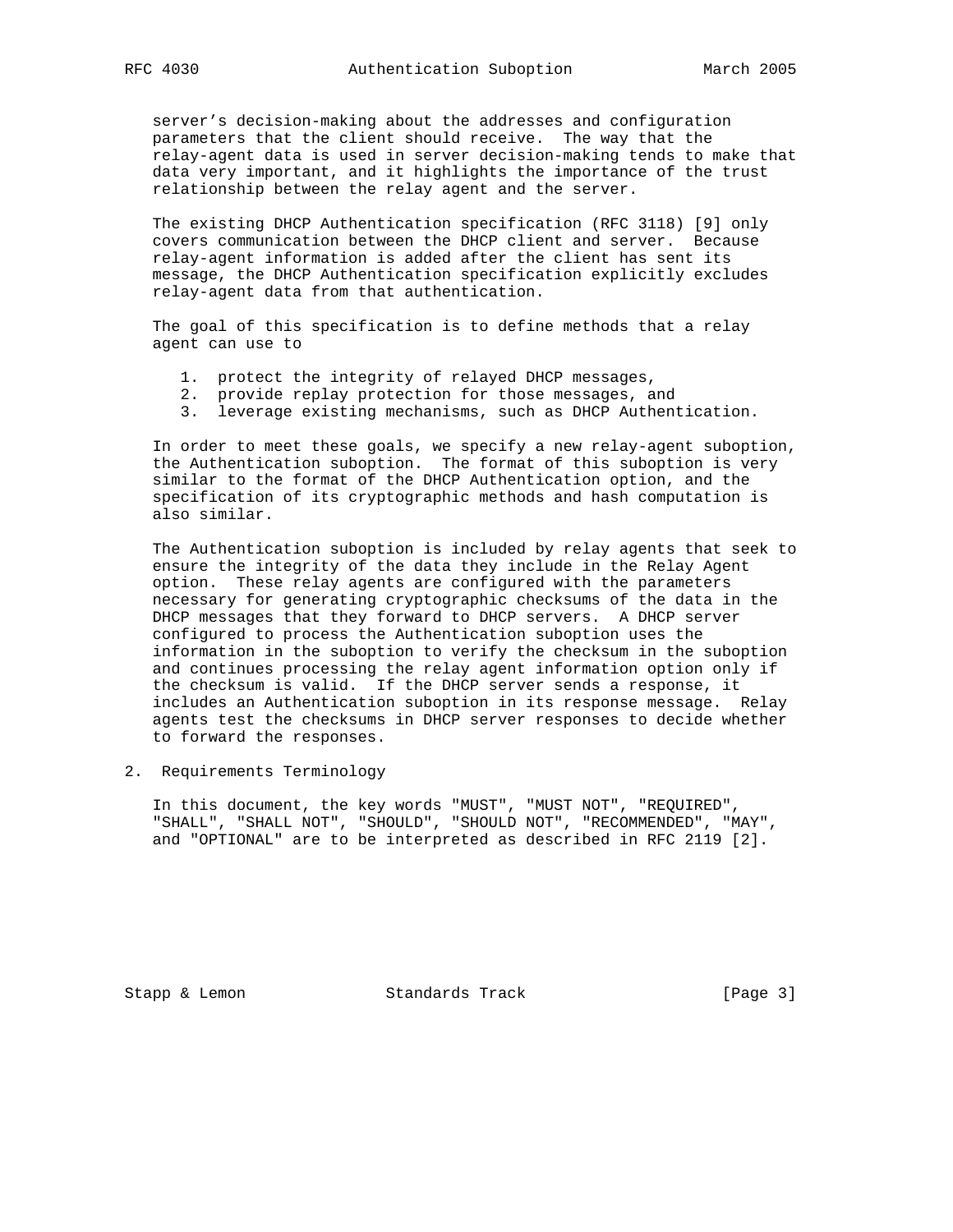server’s decision-making about the addresses and configuration parameters that the client should receive. The way that the relay-agent data is used in server decision-making tends to make that data very important, and it highlights the importance of the trust relationship between the relay agent and the server.

The existing DHCP Authentication specification (RFC 3118) [9] only covers communication between the DHCP client and server. Because relay-agent information is added after the client has sent its message, the DHCP Authentication specification explicitly excludes relay-agent data from that authentication.

The goal of this specification is to define methods that a relay agent can use to

1. protect the integrity of relayed DHCP messages,
2. provide replay protection for those messages, and
3. leverage existing mechanisms, such as DHCP Authentication.

In order to meet these goals, we specify a new relay-agent suboption, the Authentication suboption. The format of this suboption is very similar to the format of the DHCP Authentication option, and the specification of its cryptographic methods and hash computation is also similar.

The Authentication suboption is included by relay agents that seek to ensure the integrity of the data they include in the Relay Agent option. These relay agents are configured with the parameters necessary for generating cryptographic checksums of the data in the DHCP messages that they forward to DHCP servers. A DHCP server configured to process the Authentication suboption uses the information in the suboption to verify the checksum in the suboption and continues processing the relay agent information option only if the checksum is valid. If the DHCP server sends a response, it includes an Authentication suboption in its response message. Relay agents test the checksums in DHCP server responses to decide whether to forward the responses.

## 2. Requirements Terminology

In this document, the key words "MUST", "MUST NOT", "REQUIRED", "SHALL", "SHALL NOT", "SHOULD", "SHOULD NOT", "RECOMMENDED", "MAY", and "OPTIONAL" are to be interpreted as described in RFC 2119 [2].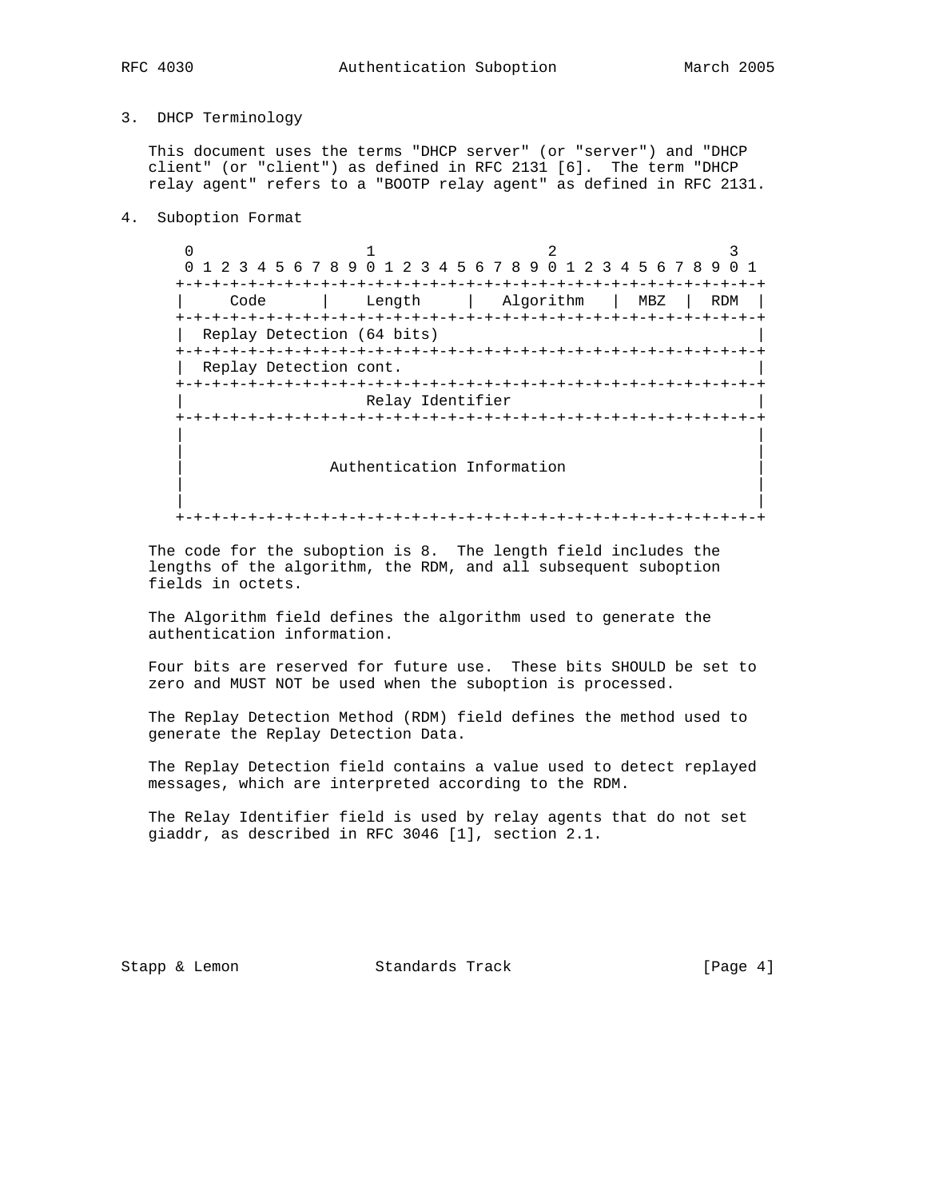## 3. DHCP Terminology

This document uses the terms "DHCP server" (or "server") and "DHCP client" (or "client") as defined in RFC 2131 [6]. The term "DHCP relay agent" refers to a "BOOTP relay agent" as defined in RFC 2131.

## 4. Suboption Format

```
 0                   1                   2                   3
 0 1 2 3 4 5 6 7 8 9 0 1 2 3 4 5 6 7 8 9 0 1 2 3 4 5 6 7 8 9 0 1
+-+-+-+-+-+-+-+-+-+-+-+-+-+-+-+-+-+-+-+-+-+-+-+-+-+-+-+-+-+-+-+-+
|     Code      |    Length     |   Algorithm   |  MBZ  |  RDM  |
+-+-+-+-+-+-+-+-+-+-+-+-+-+-+-+-+-+-+-+-+-+-+-+-+-+-+-+-+-+-+-+-+
|  Replay Detection (64 bits)                                   |
+-+-+-+-+-+-+-+-+-+-+-+-+-+-+-+-+-+-+-+-+-+-+-+-+-+-+-+-+-+-+-+-+
|  Replay Detection cont.                                       |
+-+-+-+-+-+-+-+-+-+-+-+-+-+-+-+-+-+-+-+-+-+-+-+-+-+-+-+-+-+-+-+-+
|                      Relay Identifier                         |
+-+-+-+-+-+-+-+-+-+-+-+-+-+-+-+-+-+-+-+-+-+-+-+-+-+-+-+-+-+-+-+-+
|                                                               |
|                                                               |
|                  Authentication Information                   |
|                                                               |
|                                                               |
+-+-+-+-+-+-+-+-+-+-+-+-+-+-+-+-+-+-+-+-+-+-+-+-+-+-+-+-+-+-+-+-+
```

The code for the suboption is 8. The length field includes the lengths of the algorithm, the RDM, and all subsequent suboption fields in octets.

The Algorithm field defines the algorithm used to generate the authentication information.

Four bits are reserved for future use. These bits SHOULD be set to zero and MUST NOT be used when the suboption is processed.

The Replay Detection Method (RDM) field defines the method used to generate the Replay Detection Data.

The Replay Detection field contains a value used to detect replayed messages, which are interpreted according to the RDM.

The Relay Identifier field is used by relay agents that do not set giaddr, as described in RFC 3046 [1], section 2.1.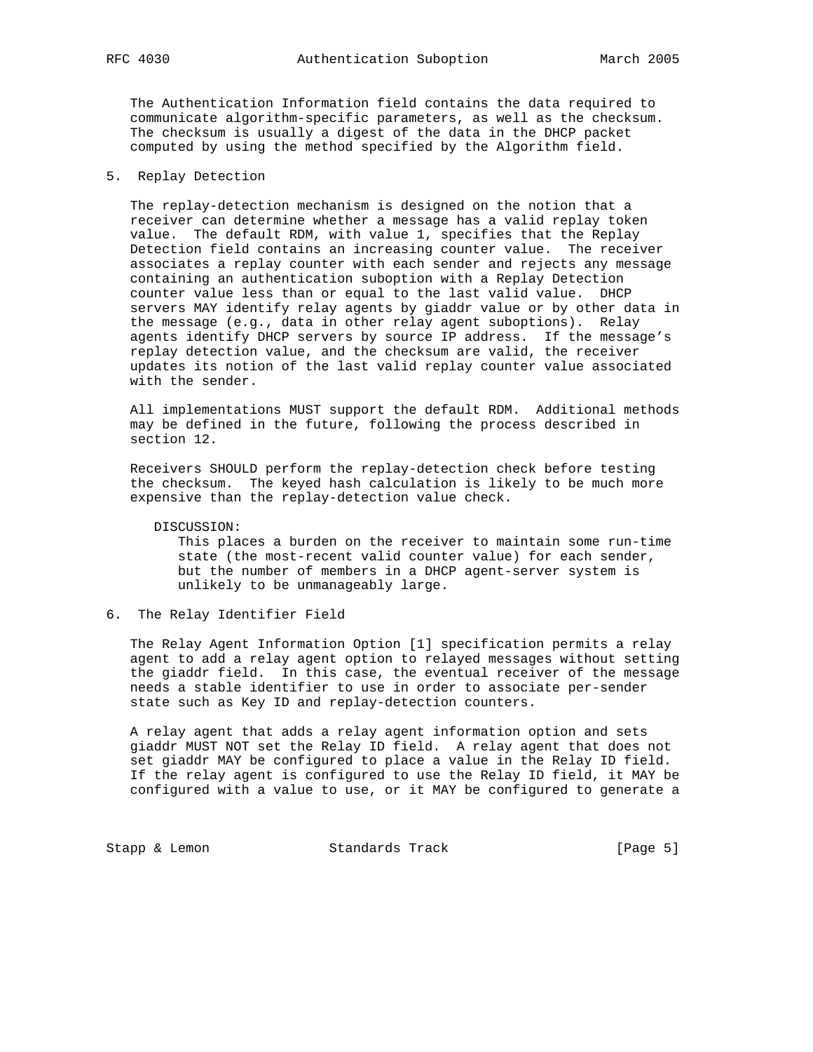The Authentication Information field contains the data required to communicate algorithm-specific parameters, as well as the checksum. The checksum is usually a digest of the data in the DHCP packet computed by using the method specified by the Algorithm field.

## 5. Replay Detection

The replay-detection mechanism is designed on the notion that a receiver can determine whether a message has a valid replay token value. The default RDM, with value 1, specifies that the Replay Detection field contains an increasing counter value. The receiver associates a replay counter with each sender and rejects any message containing an authentication suboption with a Replay Detection counter value less than or equal to the last valid value. DHCP servers MAY identify relay agents by giaddr value or by other data in the message (e.g., data in other relay agent suboptions). Relay agents identify DHCP servers by source IP address. If the message's replay detection value, and the checksum are valid, the receiver updates its notion of the last valid replay counter value associated with the sender.

All implementations MUST support the default RDM. Additional methods may be defined in the future, following the process described in section 12.

Receivers SHOULD perform the replay-detection check before testing the checksum. The keyed hash calculation is likely to be much more expensive than the replay-detection value check.

DISCUSSION:
This places a burden on the receiver to maintain some run-time state (the most-recent valid counter value) for each sender, but the number of members in a DHCP agent-server system is unlikely to be unmanageably large.

## 6. The Relay Identifier Field

The Relay Agent Information Option [1] specification permits a relay agent to add a relay agent option to relayed messages without setting the giaddr field. In this case, the eventual receiver of the message needs a stable identifier to use in order to associate per-sender state such as Key ID and replay-detection counters.

A relay agent that adds a relay agent information option and sets giaddr MUST NOT set the Relay ID field. A relay agent that does not set giaddr MAY be configured to place a value in the Relay ID field. If the relay agent is configured to use the Relay ID field, it MAY be configured with a value to use, or it MAY be configured to generate a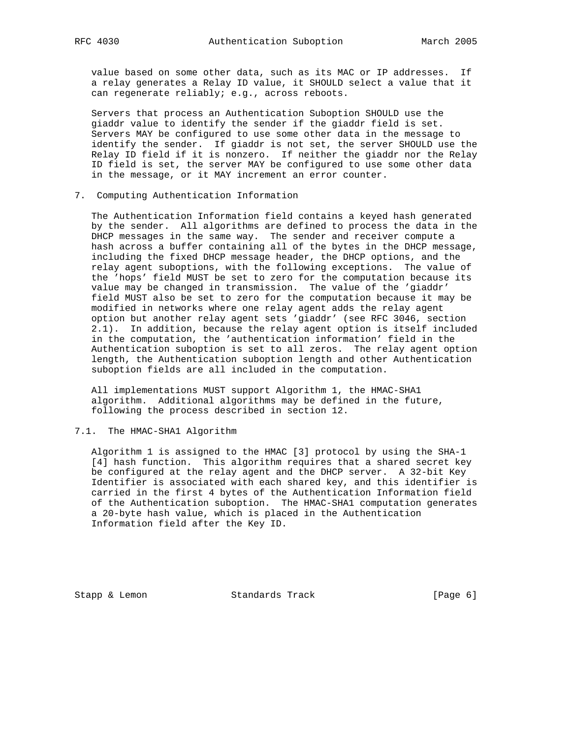value based on some other data, such as its MAC or IP addresses. If a relay generates a Relay ID value, it SHOULD select a value that it can regenerate reliably; e.g., across reboots.

Servers that process an Authentication Suboption SHOULD use the giaddr value to identify the sender if the giaddr field is set. Servers MAY be configured to use some other data in the message to identify the sender. If giaddr is not set, the server SHOULD use the Relay ID field if it is nonzero. If neither the giaddr nor the Relay ID field is set, the server MAY be configured to use some other data in the message, or it MAY increment an error counter.

## 7. Computing Authentication Information

The Authentication Information field contains a keyed hash generated by the sender. All algorithms are defined to process the data in the DHCP messages in the same way. The sender and receiver compute a hash across a buffer containing all of the bytes in the DHCP message, including the fixed DHCP message header, the DHCP options, and the relay agent suboptions, with the following exceptions. The value of the 'hops' field MUST be set to zero for the computation because its value may be changed in transmission. The value of the 'giaddr' field MUST also be set to zero for the computation because it may be modified in networks where one relay agent adds the relay agent option but another relay agent sets 'giaddr' (see RFC 3046, section 2.1). In addition, because the relay agent option is itself included in the computation, the 'authentication information' field in the Authentication suboption is set to all zeros. The relay agent option length, the Authentication suboption length and other Authentication suboption fields are all included in the computation.

All implementations MUST support Algorithm 1, the HMAC-SHA1 algorithm. Additional algorithms may be defined in the future, following the process described in section 12.

### 7.1. The HMAC-SHA1 Algorithm

Algorithm 1 is assigned to the HMAC [3] protocol by using the SHA-1 [4] hash function. This algorithm requires that a shared secret key be configured at the relay agent and the DHCP server. A 32-bit Key Identifier is associated with each shared key, and this identifier is carried in the first 4 bytes of the Authentication Information field of the Authentication suboption. The HMAC-SHA1 computation generates a 20-byte hash value, which is placed in the Authentication Information field after the Key ID.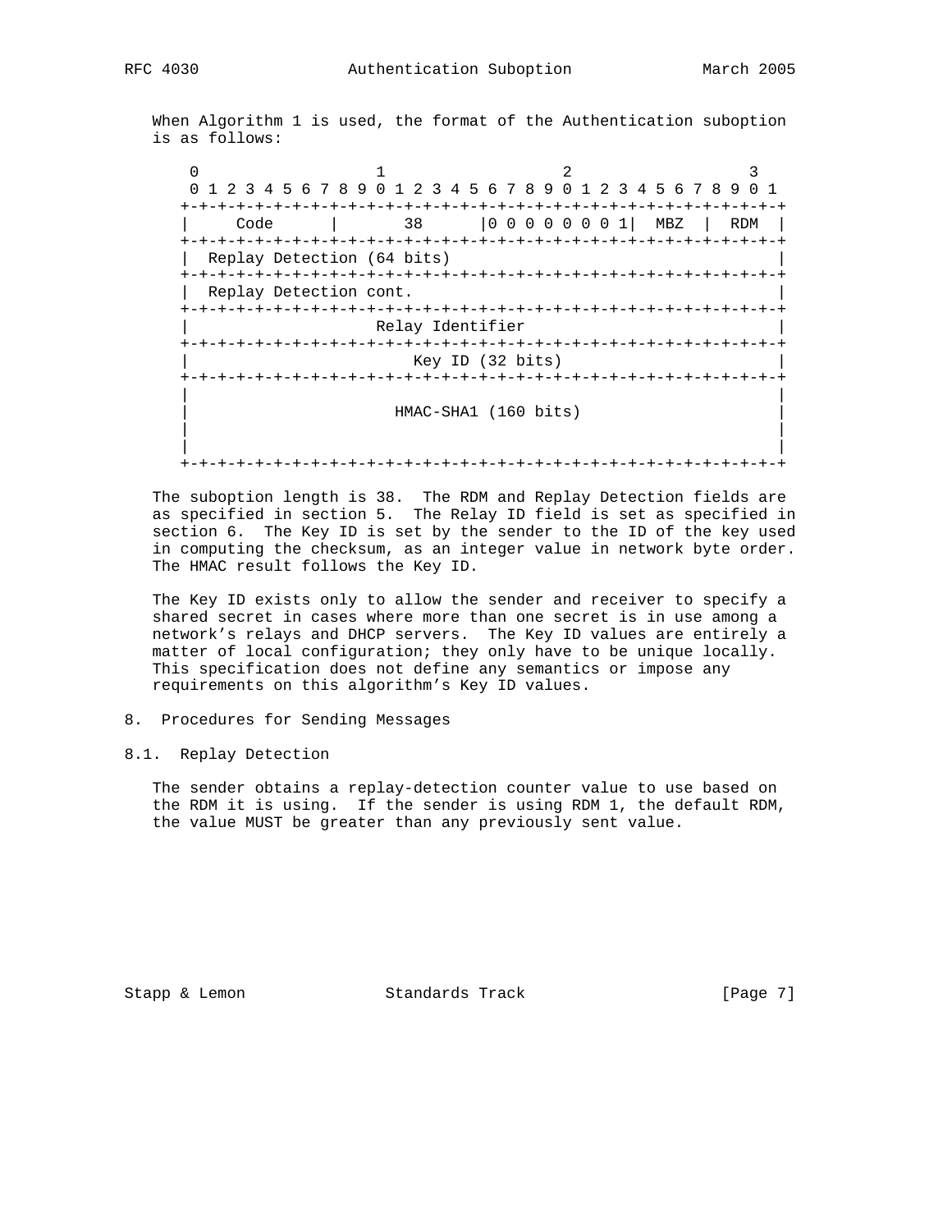When Algorithm 1 is used, the format of the Authentication suboption is as follows:

```
    0                   1                   2                   3
    0 1 2 3 4 5 6 7 8 9 0 1 2 3 4 5 6 7 8 9 0 1 2 3 4 5 6 7 8 9 0 1
   +-+-+-+-+-+-+-+-+-+-+-+-+-+-+-+-+-+-+-+-+-+-+-+-+-+-+-+-+-+-+-+-+
   |     Code      |       38      |0 0 0 0 0 0 0 1|  MBZ  |  RDM  |
   +-+-+-+-+-+-+-+-+-+-+-+-+-+-+-+-+-+-+-+-+-+-+-+-+-+-+-+-+-+-+-+-+
   |  Replay Detection (64 bits)                                   |
   +-+-+-+-+-+-+-+-+-+-+-+-+-+-+-+-+-+-+-+-+-+-+-+-+-+-+-+-+-+-+-+-+
   |  Replay Detection cont.                                       |
   +-+-+-+-+-+-+-+-+-+-+-+-+-+-+-+-+-+-+-+-+-+-+-+-+-+-+-+-+-+-+-+-+
   |                    Relay Identifier                           |
   +-+-+-+-+-+-+-+-+-+-+-+-+-+-+-+-+-+-+-+-+-+-+-+-+-+-+-+-+-+-+-+-+
   |                        Key ID (32 bits)                       |
   +-+-+-+-+-+-+-+-+-+-+-+-+-+-+-+-+-+-+-+-+-+-+-+-+-+-+-+-+-+-+-+-+
   |                                                               |
   |                      HMAC-SHA1 (160 bits)                     |
   |                                                               |
   |                                                               |
   +-+-+-+-+-+-+-+-+-+-+-+-+-+-+-+-+-+-+-+-+-+-+-+-+-+-+-+-+-+-+-+-+
```

The suboption length is 38. The RDM and Replay Detection fields are as specified in section 5. The Relay ID field is set as specified in section 6. The Key ID is set by the sender to the ID of the key used in computing the checksum, as an integer value in network byte order. The HMAC result follows the Key ID.

The Key ID exists only to allow the sender and receiver to specify a shared secret in cases where more than one secret is in use among a network's relays and DHCP servers. The Key ID values are entirely a matter of local configuration; they only have to be unique locally. This specification does not define any semantics or impose any requirements on this algorithm's Key ID values.

## 8. Procedures for Sending Messages

### 8.1. Replay Detection

The sender obtains a replay-detection counter value to use based on the RDM it is using. If the sender is using RDM 1, the default RDM, the value MUST be greater than any previously sent value.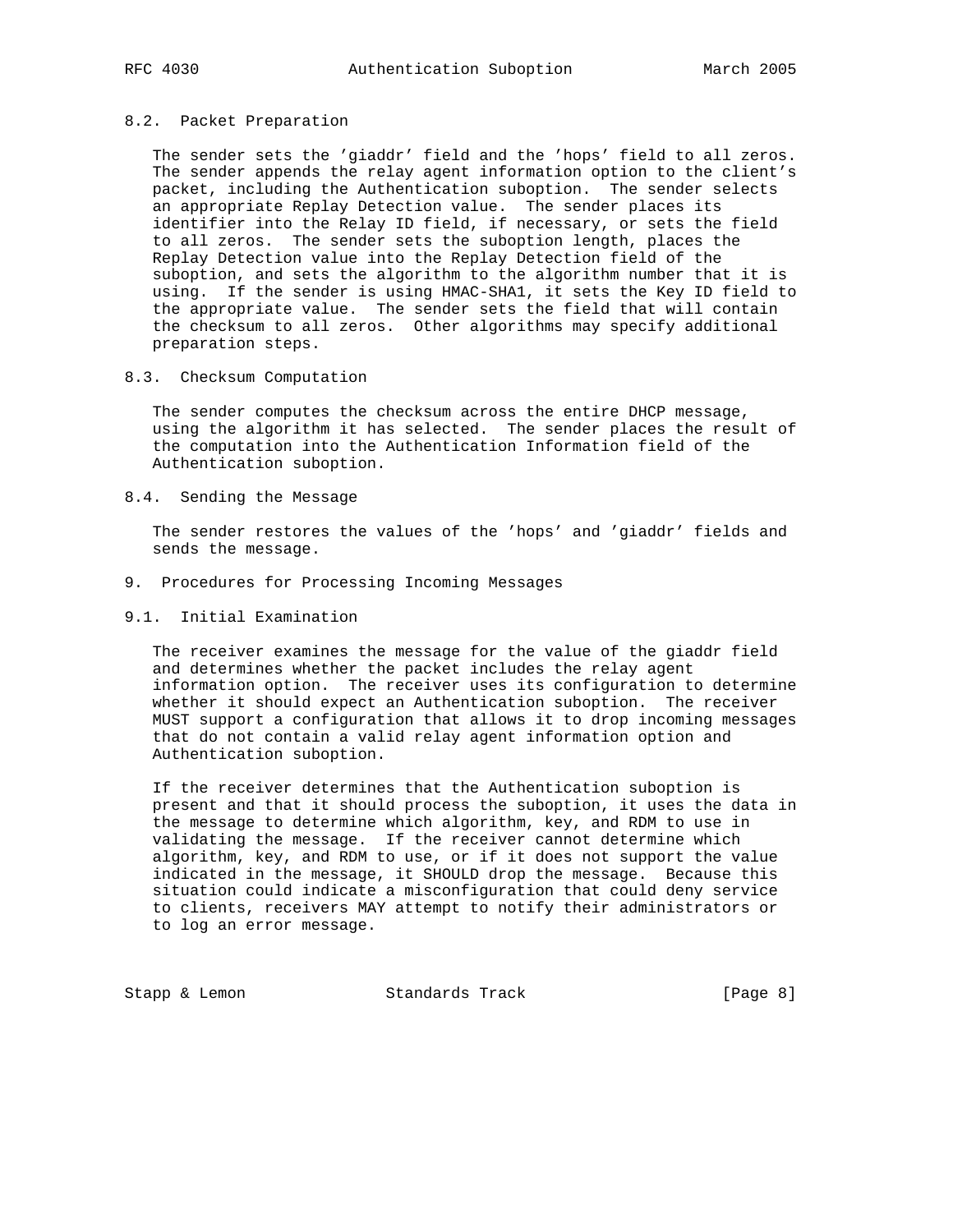### 8.2. Packet Preparation

The sender sets the 'giaddr' field and the 'hops' field to all zeros. The sender appends the relay agent information option to the client's packet, including the Authentication suboption. The sender selects an appropriate Replay Detection value. The sender places its identifier into the Relay ID field, if necessary, or sets the field to all zeros. The sender sets the suboption length, places the Replay Detection value into the Replay Detection field of the suboption, and sets the algorithm to the algorithm number that it is using. If the sender is using HMAC-SHA1, it sets the Key ID field to the appropriate value. The sender sets the field that will contain the checksum to all zeros. Other algorithms may specify additional preparation steps.

### 8.3. Checksum Computation

The sender computes the checksum across the entire DHCP message, using the algorithm it has selected. The sender places the result of the computation into the Authentication Information field of the Authentication suboption.

### 8.4. Sending the Message

The sender restores the values of the 'hops' and 'giaddr' fields and sends the message.

## 9. Procedures for Processing Incoming Messages

### 9.1. Initial Examination

The receiver examines the message for the value of the giaddr field and determines whether the packet includes the relay agent information option. The receiver uses its configuration to determine whether it should expect an Authentication suboption. The receiver MUST support a configuration that allows it to drop incoming messages that do not contain a valid relay agent information option and Authentication suboption.

If the receiver determines that the Authentication suboption is present and that it should process the suboption, it uses the data in the message to determine which algorithm, key, and RDM to use in validating the message. If the receiver cannot determine which algorithm, key, and RDM to use, or if it does not support the value indicated in the message, it SHOULD drop the message. Because this situation could indicate a misconfiguration that could deny service to clients, receivers MAY attempt to notify their administrators or to log an error message.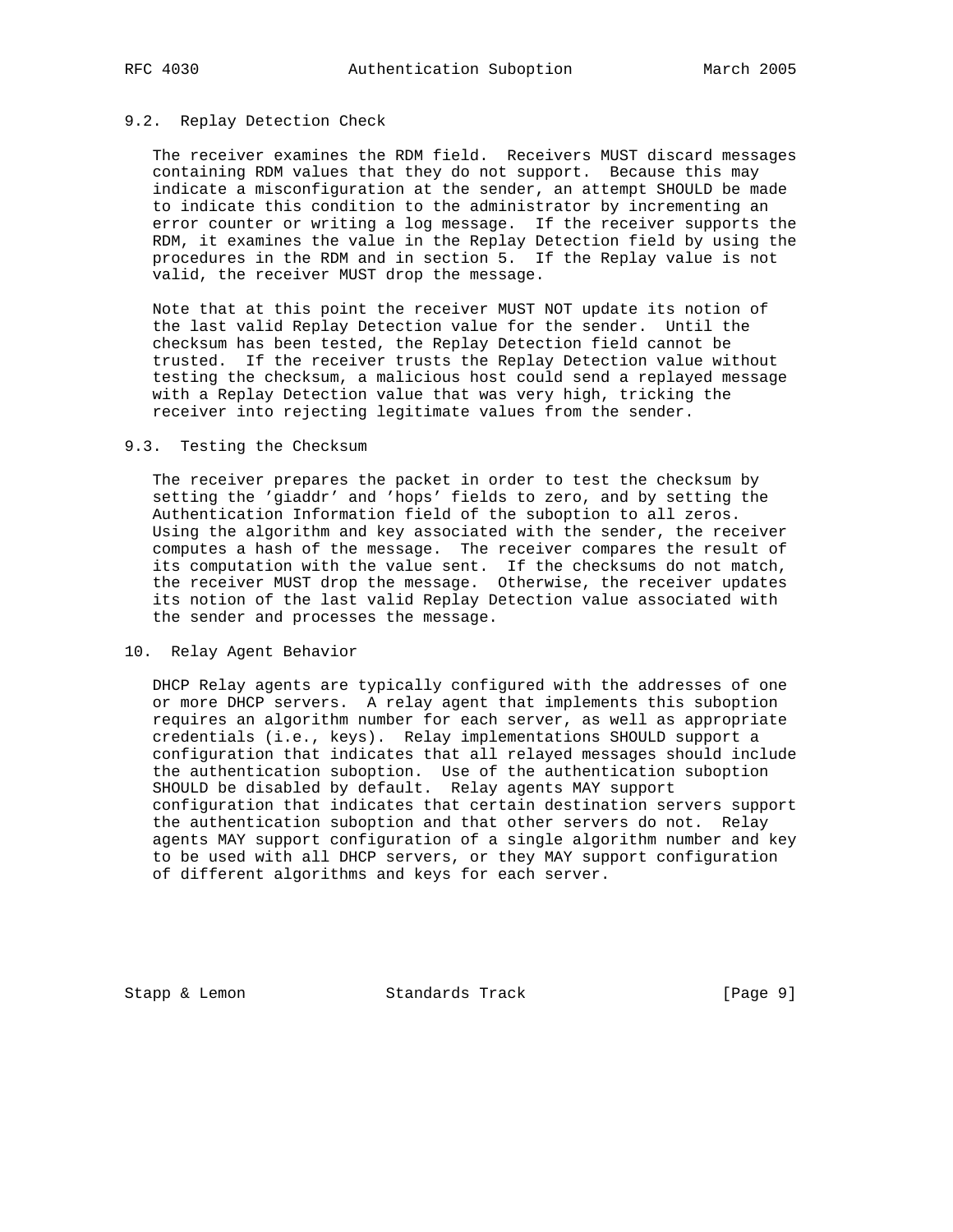### 9.2. Replay Detection Check

The receiver examines the RDM field. Receivers MUST discard messages containing RDM values that they do not support. Because this may indicate a misconfiguration at the sender, an attempt SHOULD be made to indicate this condition to the administrator by incrementing an error counter or writing a log message. If the receiver supports the RDM, it examines the value in the Replay Detection field by using the procedures in the RDM and in section 5. If the Replay value is not valid, the receiver MUST drop the message.

Note that at this point the receiver MUST NOT update its notion of the last valid Replay Detection value for the sender. Until the checksum has been tested, the Replay Detection field cannot be trusted. If the receiver trusts the Replay Detection value without testing the checksum, a malicious host could send a replayed message with a Replay Detection value that was very high, tricking the receiver into rejecting legitimate values from the sender.

### 9.3. Testing the Checksum

The receiver prepares the packet in order to test the checksum by setting the 'giaddr' and 'hops' fields to zero, and by setting the Authentication Information field of the suboption to all zeros. Using the algorithm and key associated with the sender, the receiver computes a hash of the message. The receiver compares the result of its computation with the value sent. If the checksums do not match, the receiver MUST drop the message. Otherwise, the receiver updates its notion of the last valid Replay Detection value associated with the sender and processes the message.

## 10. Relay Agent Behavior

DHCP Relay agents are typically configured with the addresses of one or more DHCP servers. A relay agent that implements this suboption requires an algorithm number for each server, as well as appropriate credentials (i.e., keys). Relay implementations SHOULD support a configuration that indicates that all relayed messages should include the authentication suboption. Use of the authentication suboption SHOULD be disabled by default. Relay agents MAY support configuration that indicates that certain destination servers support the authentication suboption and that other servers do not. Relay agents MAY support configuration of a single algorithm number and key to be used with all DHCP servers, or they MAY support configuration of different algorithms and keys for each server.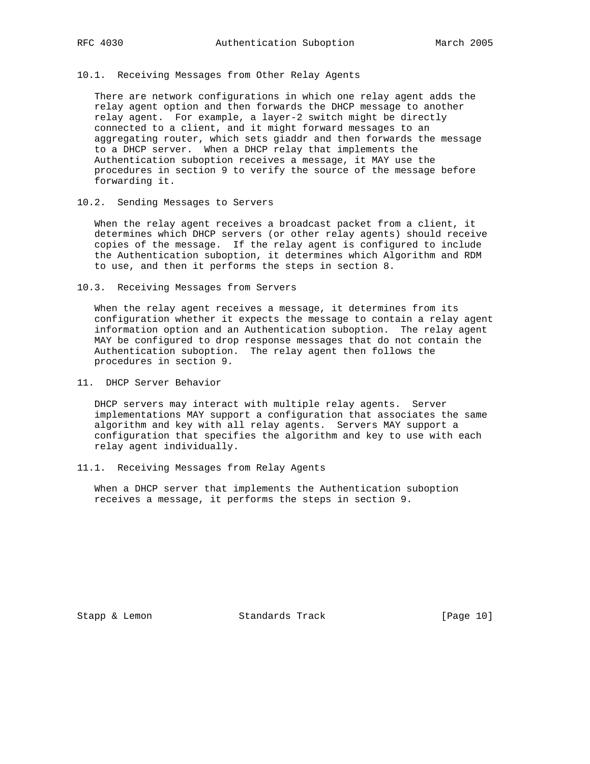### 10.1. Receiving Messages from Other Relay Agents

There are network configurations in which one relay agent adds the relay agent option and then forwards the DHCP message to another relay agent. For example, a layer-2 switch might be directly connected to a client, and it might forward messages to an aggregating router, which sets giaddr and then forwards the message to a DHCP server. When a DHCP relay that implements the Authentication suboption receives a message, it MAY use the procedures in section 9 to verify the source of the message before forwarding it.

### 10.2. Sending Messages to Servers

When the relay agent receives a broadcast packet from a client, it determines which DHCP servers (or other relay agents) should receive copies of the message. If the relay agent is configured to include the Authentication suboption, it determines which Algorithm and RDM to use, and then it performs the steps in section 8.

### 10.3. Receiving Messages from Servers

When the relay agent receives a message, it determines from its configuration whether it expects the message to contain a relay agent information option and an Authentication suboption. The relay agent MAY be configured to drop response messages that do not contain the Authentication suboption. The relay agent then follows the procedures in section 9.

## 11. DHCP Server Behavior

DHCP servers may interact with multiple relay agents. Server implementations MAY support a configuration that associates the same algorithm and key with all relay agents. Servers MAY support a configuration that specifies the algorithm and key to use with each relay agent individually.

### 11.1. Receiving Messages from Relay Agents

When a DHCP server that implements the Authentication suboption receives a message, it performs the steps in section 9.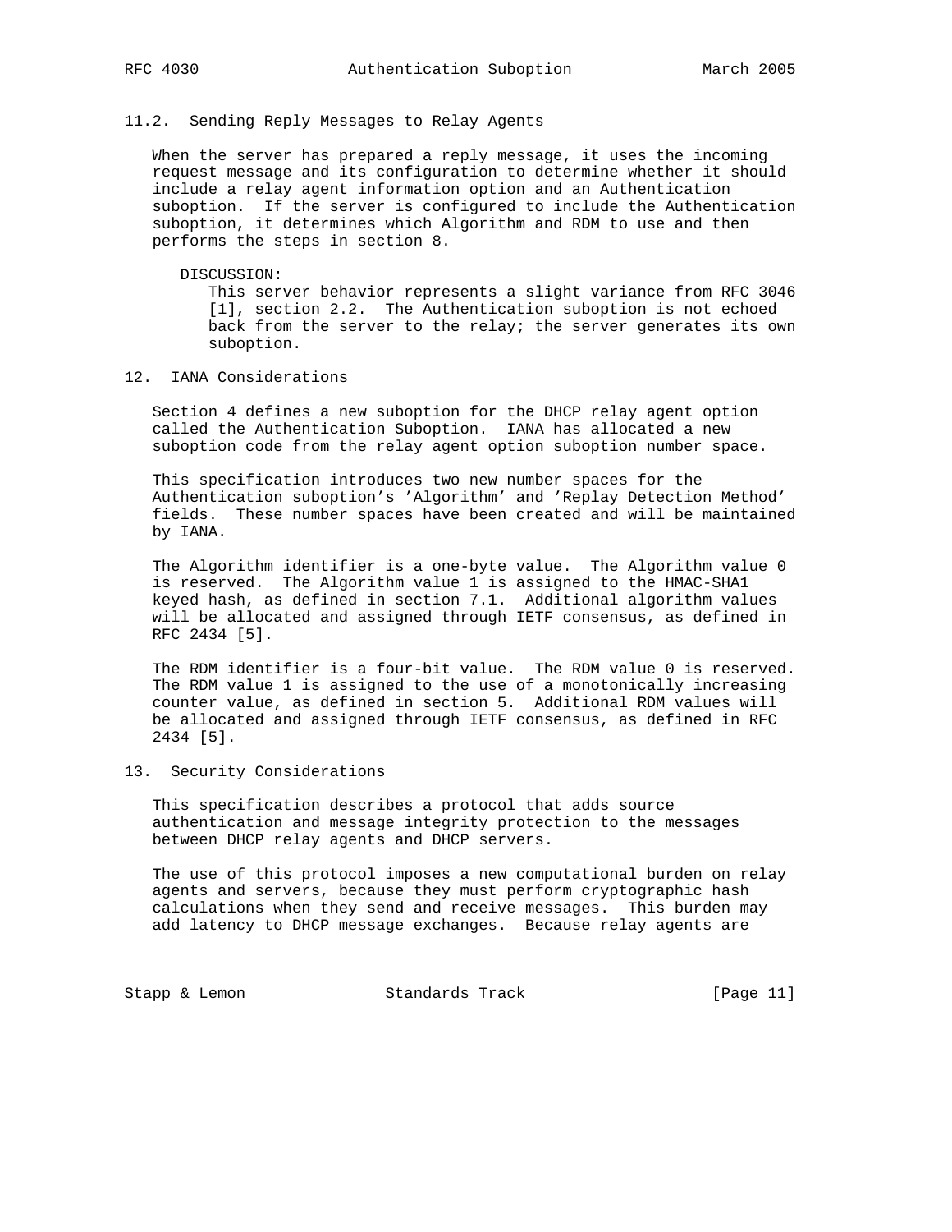### 11.2. Sending Reply Messages to Relay Agents

When the server has prepared a reply message, it uses the incoming request message and its configuration to determine whether it should include a relay agent information option and an Authentication suboption. If the server is configured to include the Authentication suboption, it determines which Algorithm and RDM to use and then performs the steps in section 8.

DISCUSSION:
This server behavior represents a slight variance from RFC 3046 [1], section 2.2. The Authentication suboption is not echoed back from the server to the relay; the server generates its own suboption.

## 12. IANA Considerations

Section 4 defines a new suboption for the DHCP relay agent option called the Authentication Suboption. IANA has allocated a new suboption code from the relay agent option suboption number space.

This specification introduces two new number spaces for the Authentication suboption's 'Algorithm' and 'Replay Detection Method' fields. These number spaces have been created and will be maintained by IANA.

The Algorithm identifier is a one-byte value. The Algorithm value 0 is reserved. The Algorithm value 1 is assigned to the HMAC-SHA1 keyed hash, as defined in section 7.1. Additional algorithm values will be allocated and assigned through IETF consensus, as defined in RFC 2434 [5].

The RDM identifier is a four-bit value. The RDM value 0 is reserved. The RDM value 1 is assigned to the use of a monotonically increasing counter value, as defined in section 5. Additional RDM values will be allocated and assigned through IETF consensus, as defined in RFC 2434 [5].

## 13. Security Considerations

This specification describes a protocol that adds source authentication and message integrity protection to the messages between DHCP relay agents and DHCP servers.

The use of this protocol imposes a new computational burden on relay agents and servers, because they must perform cryptographic hash calculations when they send and receive messages. This burden may add latency to DHCP message exchanges. Because relay agents are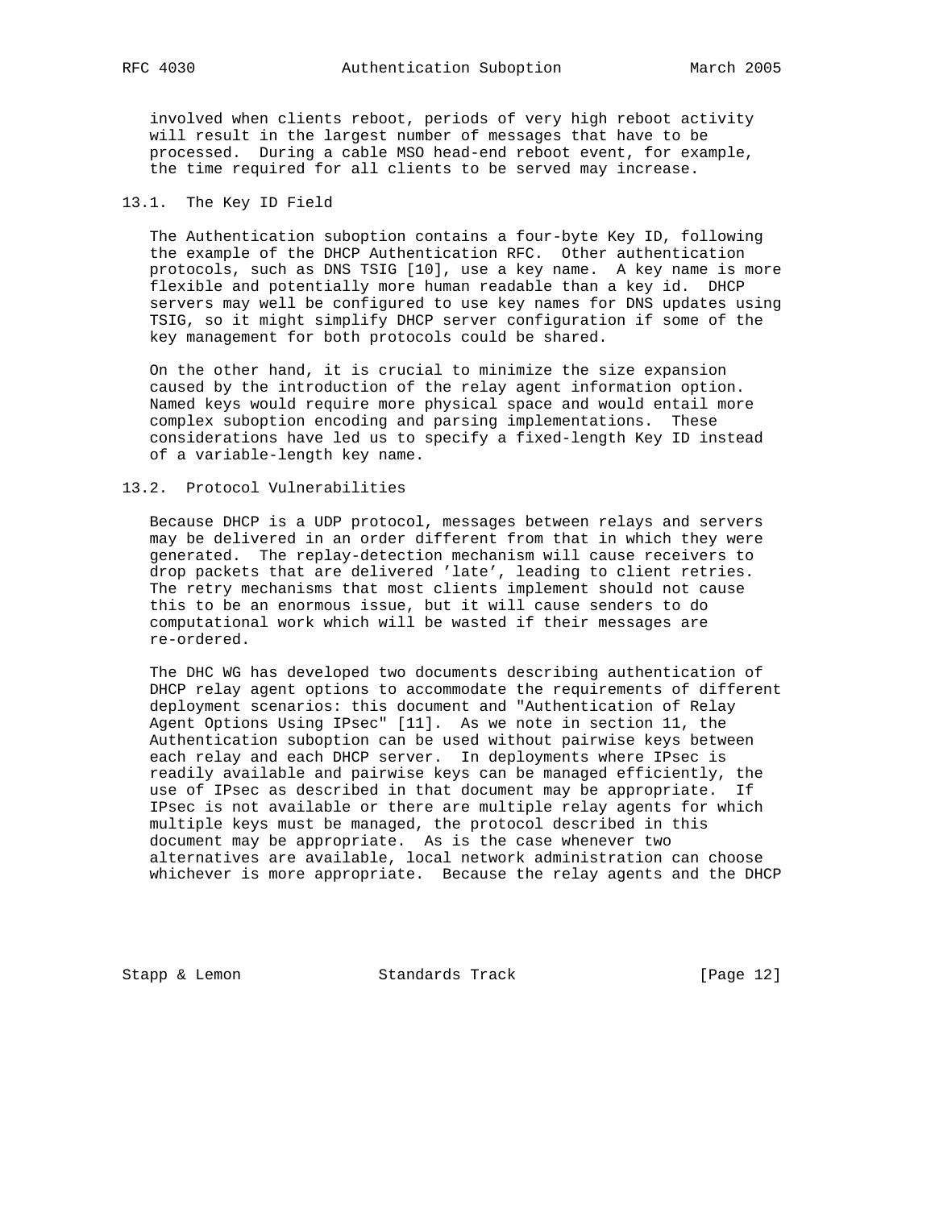involved when clients reboot, periods of very high reboot activity will result in the largest number of messages that have to be processed. During a cable MSO head-end reboot event, for example, the time required for all clients to be served may increase.

### 13.1. The Key ID Field

The Authentication suboption contains a four-byte Key ID, following the example of the DHCP Authentication RFC. Other authentication protocols, such as DNS TSIG [10], use a key name. A key name is more flexible and potentially more human readable than a key id. DHCP servers may well be configured to use key names for DNS updates using TSIG, so it might simplify DHCP server configuration if some of the key management for both protocols could be shared.

On the other hand, it is crucial to minimize the size expansion caused by the introduction of the relay agent information option. Named keys would require more physical space and would entail more complex suboption encoding and parsing implementations. These considerations have led us to specify a fixed-length Key ID instead of a variable-length key name.

### 13.2. Protocol Vulnerabilities

Because DHCP is a UDP protocol, messages between relays and servers may be delivered in an order different from that in which they were generated. The replay-detection mechanism will cause receivers to drop packets that are delivered 'late', leading to client retries. The retry mechanisms that most clients implement should not cause this to be an enormous issue, but it will cause senders to do computational work which will be wasted if their messages are re-ordered.

The DHC WG has developed two documents describing authentication of DHCP relay agent options to accommodate the requirements of different deployment scenarios: this document and "Authentication of Relay Agent Options Using IPsec" [11]. As we note in section 11, the Authentication suboption can be used without pairwise keys between each relay and each DHCP server. In deployments where IPsec is readily available and pairwise keys can be managed efficiently, the use of IPsec as described in that document may be appropriate. If IPsec is not available or there are multiple relay agents for which multiple keys must be managed, the protocol described in this document may be appropriate. As is the case whenever two alternatives are available, local network administration can choose whichever is more appropriate. Because the relay agents and the DHCP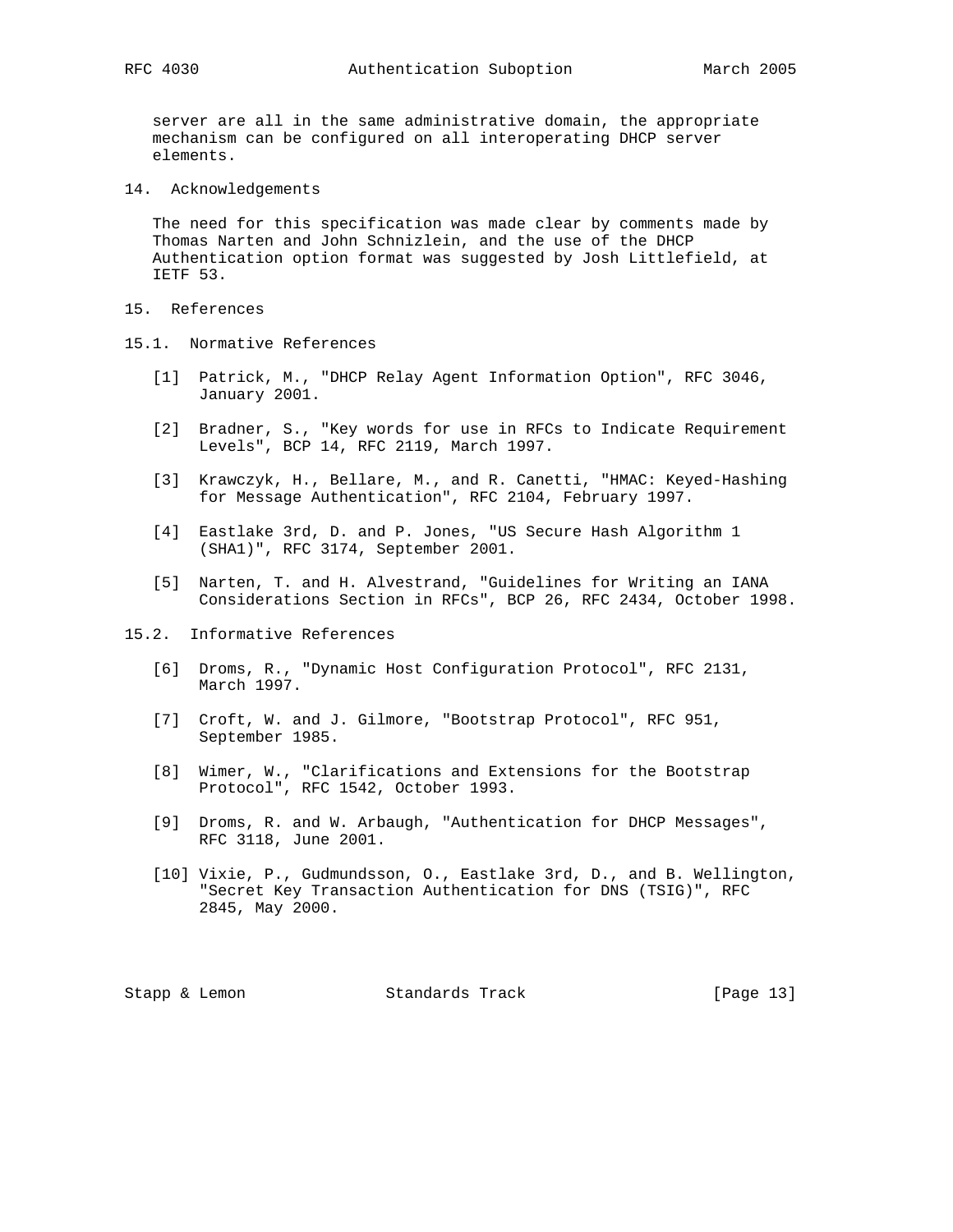server are all in the same administrative domain, the appropriate mechanism can be configured on all interoperating DHCP server elements.

## 14. Acknowledgements

The need for this specification was made clear by comments made by Thomas Narten and John Schnizlein, and the use of the DHCP Authentication option format was suggested by Josh Littlefield, at IETF 53.

## 15. References

### 15.1. Normative References

[1] Patrick, M., "DHCP Relay Agent Information Option", RFC 3046, January 2001.

[2] Bradner, S., "Key words for use in RFCs to Indicate Requirement Levels", BCP 14, RFC 2119, March 1997.

[3] Krawczyk, H., Bellare, M., and R. Canetti, "HMAC: Keyed-Hashing for Message Authentication", RFC 2104, February 1997.

[4] Eastlake 3rd, D. and P. Jones, "US Secure Hash Algorithm 1 (SHA1)", RFC 3174, September 2001.

[5] Narten, T. and H. Alvestrand, "Guidelines for Writing an IANA Considerations Section in RFCs", BCP 26, RFC 2434, October 1998.

### 15.2. Informative References

[6] Droms, R., "Dynamic Host Configuration Protocol", RFC 2131, March 1997.

[7] Croft, W. and J. Gilmore, "Bootstrap Protocol", RFC 951, September 1985.

[8] Wimer, W., "Clarifications and Extensions for the Bootstrap Protocol", RFC 1542, October 1993.

[9] Droms, R. and W. Arbaugh, "Authentication for DHCP Messages", RFC 3118, June 2001.

[10] Vixie, P., Gudmundsson, O., Eastlake 3rd, D., and B. Wellington, "Secret Key Transaction Authentication for DNS (TSIG)", RFC 2845, May 2000.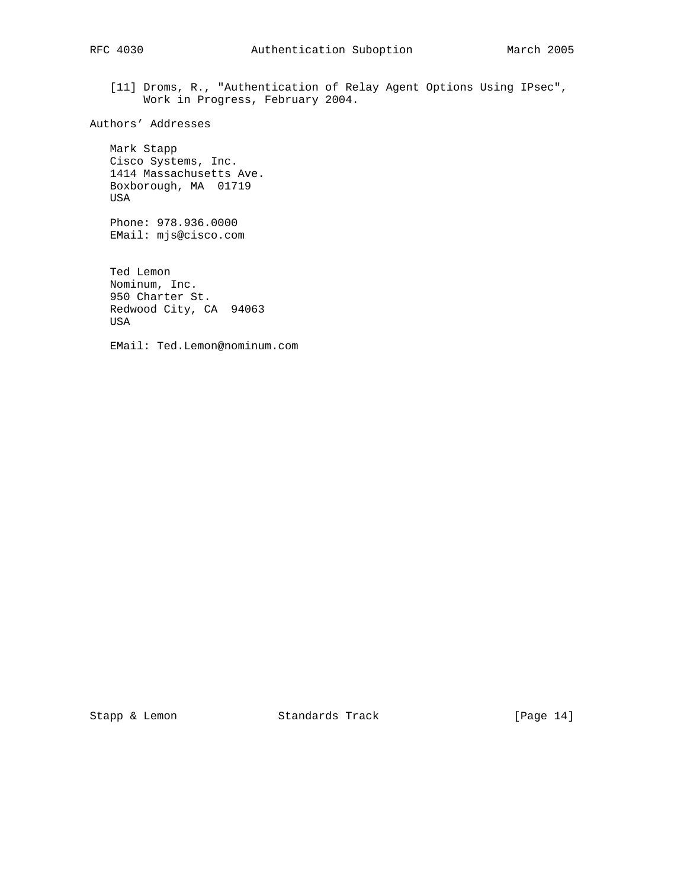[11] Droms, R., "Authentication of Relay Agent Options Using IPsec", Work in Progress, February 2004.

## Authors' Addresses

Mark Stapp
Cisco Systems, Inc.
1414 Massachusetts Ave.
Boxborough, MA  01719
USA

Phone: 978.936.0000
EMail: mjs@cisco.com

Ted Lemon
Nominum, Inc.
950 Charter St.
Redwood City, CA  94063
USA

EMail: Ted.Lemon@nominum.com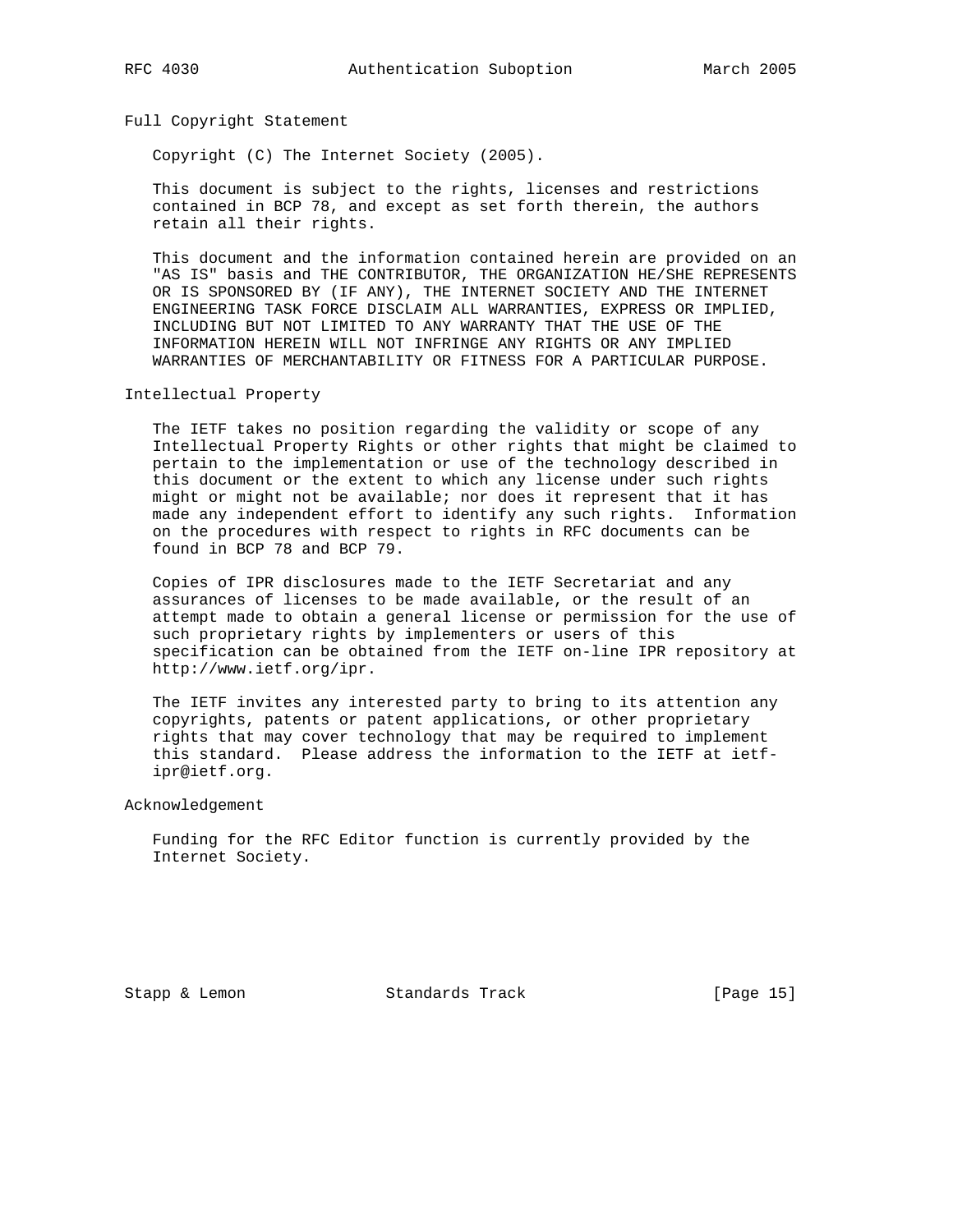## Full Copyright Statement

Copyright (C) The Internet Society (2005).

This document is subject to the rights, licenses and restrictions contained in BCP 78, and except as set forth therein, the authors retain all their rights.

This document and the information contained herein are provided on an "AS IS" basis and THE CONTRIBUTOR, THE ORGANIZATION HE/SHE REPRESENTS OR IS SPONSORED BY (IF ANY), THE INTERNET SOCIETY AND THE INTERNET ENGINEERING TASK FORCE DISCLAIM ALL WARRANTIES, EXPRESS OR IMPLIED, INCLUDING BUT NOT LIMITED TO ANY WARRANTY THAT THE USE OF THE INFORMATION HEREIN WILL NOT INFRINGE ANY RIGHTS OR ANY IMPLIED WARRANTIES OF MERCHANTABILITY OR FITNESS FOR A PARTICULAR PURPOSE.

## Intellectual Property

The IETF takes no position regarding the validity or scope of any Intellectual Property Rights or other rights that might be claimed to pertain to the implementation or use of the technology described in this document or the extent to which any license under such rights might or might not be available; nor does it represent that it has made any independent effort to identify any such rights. Information on the procedures with respect to rights in RFC documents can be found in BCP 78 and BCP 79.

Copies of IPR disclosures made to the IETF Secretariat and any assurances of licenses to be made available, or the result of an attempt made to obtain a general license or permission for the use of such proprietary rights by implementers or users of this specification can be obtained from the IETF on-line IPR repository at http://www.ietf.org/ipr.

The IETF invites any interested party to bring to its attention any copyrights, patents or patent applications, or other proprietary rights that may cover technology that may be required to implement this standard. Please address the information to the IETF at ietf-ipr@ietf.org.

## Acknowledgement

Funding for the RFC Editor function is currently provided by the Internet Society.